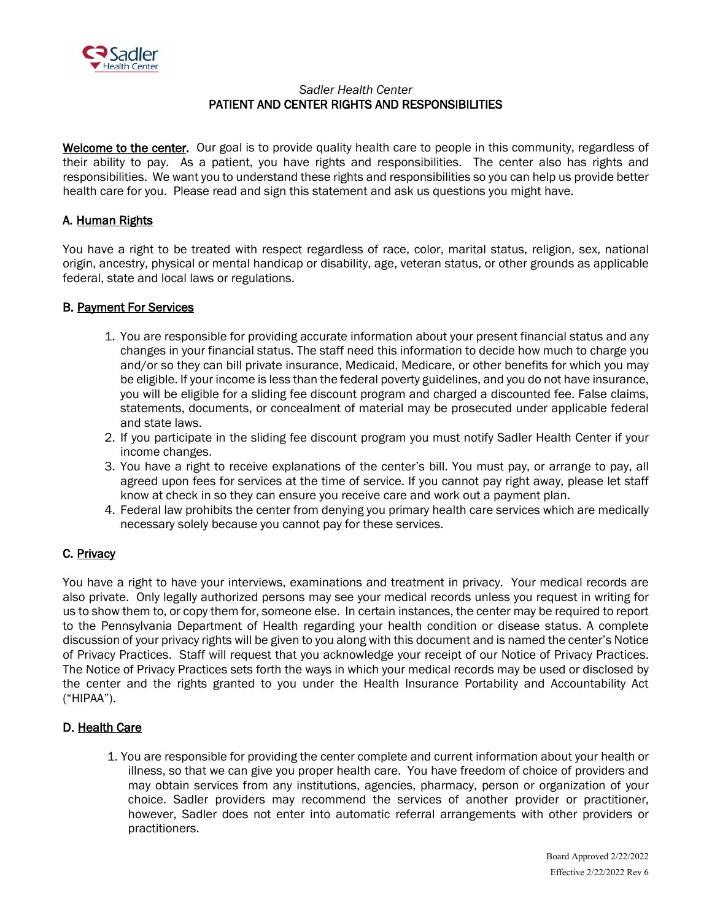*Sadler Health Center*

# PATIENT AND CENTER RIGHTS AND RESPONSIBILITIES

**Welcome to the center.** Our goal is to provide quality health care to people in this community, regardless of their ability to pay. As a patient, you have rights and responsibilities. The center also has rights and responsibilities. We want you to understand these rights and responsibilities so you can help us provide better health care for you. Please read and sign this statement and ask us questions you might have.

## A. Human Rights

You have a right to be treated with respect regardless of race, color, marital status, religion, sex, national origin, ancestry, physical or mental handicap or disability, age, veteran status, or other grounds as applicable federal, state and local laws or regulations.

## B. Payment For Services

1. You are responsible for providing accurate information about your present financial status and any changes in your financial status. The staff need this information to decide how much to charge you and/or so they can bill private insurance, Medicaid, Medicare, or other benefits for which you may be eligible. If your income is less than the federal poverty guidelines, and you do not have insurance, you will be eligible for a sliding fee discount program and charged a discounted fee. False claims, statements, documents, or concealment of material may be prosecuted under applicable federal and state laws.
2. If you participate in the sliding fee discount program you must notify Sadler Health Center if your income changes.
3. You have a right to receive explanations of the center's bill. You must pay, or arrange to pay, all agreed upon fees for services at the time of service. If you cannot pay right away, please let staff know at check in so they can ensure you receive care and work out a payment plan.
4. Federal law prohibits the center from denying you primary health care services which are medically necessary solely because you cannot pay for these services.

## C. Privacy

You have a right to have your interviews, examinations and treatment in privacy. Your medical records are also private. Only legally authorized persons may see your medical records unless you request in writing for us to show them to, or copy them for, someone else. In certain instances, the center may be required to report to the Pennsylvania Department of Health regarding your health condition or disease status. A complete discussion of your privacy rights will be given to you along with this document and is named the center's Notice of Privacy Practices. Staff will request that you acknowledge your receipt of our Notice of Privacy Practices. The Notice of Privacy Practices sets forth the ways in which your medical records may be used or disclosed by the center and the rights granted to you under the Health Insurance Portability and Accountability Act ("HIPAA").

## D. Health Care

1. You are responsible for providing the center complete and current information about your health or illness, so that we can give you proper health care. You have freedom of choice of providers and may obtain services from any institutions, agencies, pharmacy, person or organization of your choice. Sadler providers may recommend the services of another provider or practitioner, however, Sadler does not enter into automatic referral arrangements with other providers or practitioners.

Board Approved 2/22/2022

Effective 2/22/2022 Rev 6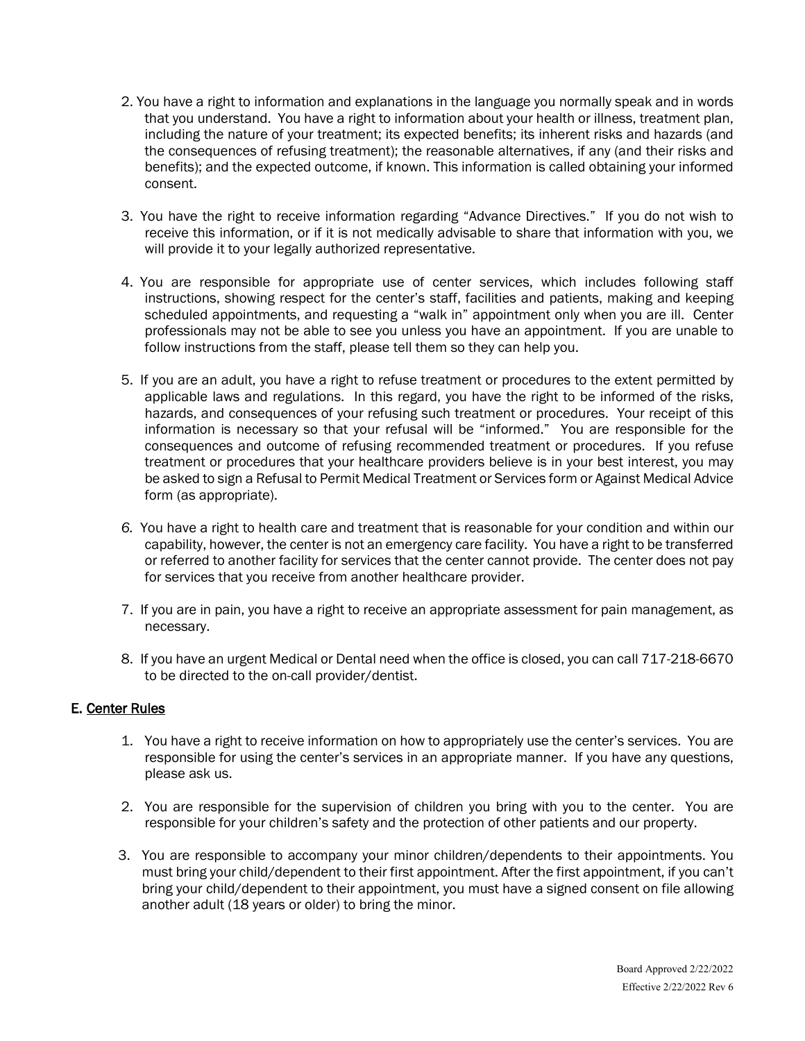2. You have a right to information and explanations in the language you normally speak and in words that you understand. You have a right to information about your health or illness, treatment plan, including the nature of your treatment; its expected benefits; its inherent risks and hazards (and the consequences of refusing treatment); the reasonable alternatives, if any (and their risks and benefits); and the expected outcome, if known. This information is called obtaining your informed consent.

3. You have the right to receive information regarding "Advance Directives." If you do not wish to receive this information, or if it is not medically advisable to share that information with you, we will provide it to your legally authorized representative.

4. You are responsible for appropriate use of center services, which includes following staff instructions, showing respect for the center's staff, facilities and patients, making and keeping scheduled appointments, and requesting a "walk in" appointment only when you are ill. Center professionals may not be able to see you unless you have an appointment. If you are unable to follow instructions from the staff, please tell them so they can help you.

5. If you are an adult, you have a right to refuse treatment or procedures to the extent permitted by applicable laws and regulations. In this regard, you have the right to be informed of the risks, hazards, and consequences of your refusing such treatment or procedures. Your receipt of this information is necessary so that your refusal will be "informed." You are responsible for the consequences and outcome of refusing recommended treatment or procedures. If you refuse treatment or procedures that your healthcare providers believe is in your best interest, you may be asked to sign a Refusal to Permit Medical Treatment or Services form or Against Medical Advice form (as appropriate).

6. You have a right to health care and treatment that is reasonable for your condition and within our capability, however, the center is not an emergency care facility. You have a right to be transferred or referred to another facility for services that the center cannot provide. The center does not pay for services that you receive from another healthcare provider.

7. If you are in pain, you have a right to receive an appropriate assessment for pain management, as necessary.

8. If you have an urgent Medical or Dental need when the office is closed, you can call 717-218-6670 to be directed to the on-call provider/dentist.

## E. Center Rules

1. You have a right to receive information on how to appropriately use the center's services. You are responsible for using the center's services in an appropriate manner. If you have any questions, please ask us.

2. You are responsible for the supervision of children you bring with you to the center. You are responsible for your children's safety and the protection of other patients and our property.

3. You are responsible to accompany your minor children/dependents to their appointments. You must bring your child/dependent to their first appointment. After the first appointment, if you can't bring your child/dependent to their appointment, you must have a signed consent on file allowing another adult (18 years or older) to bring the minor.

Board Approved 2/22/2022
Effective 2/22/2022 Rev 6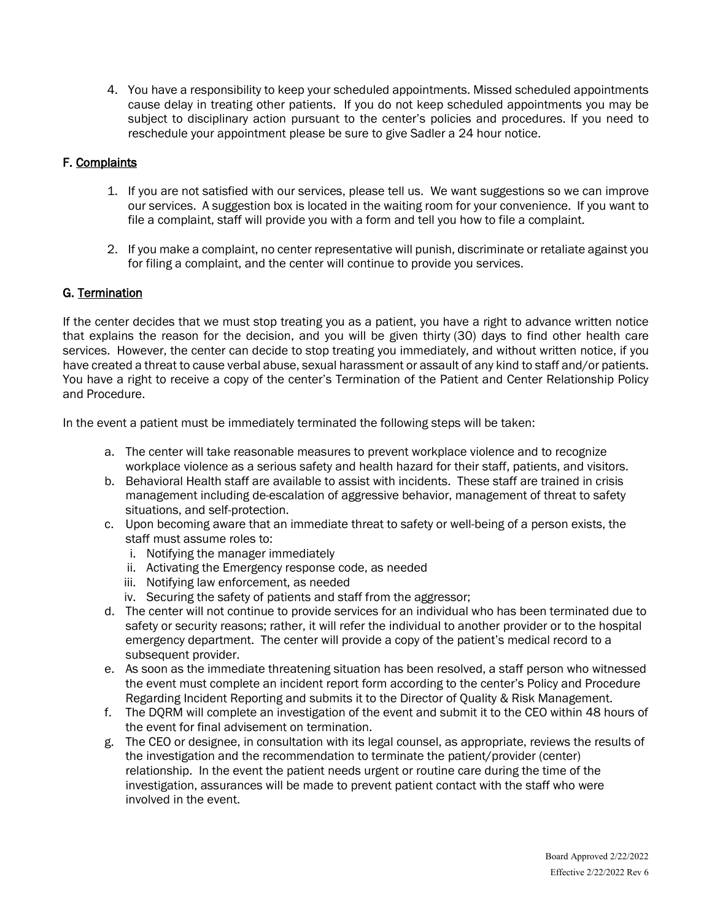4. You have a responsibility to keep your scheduled appointments. Missed scheduled appointments cause delay in treating other patients. If you do not keep scheduled appointments you may be subject to disciplinary action pursuant to the center's policies and procedures. If you need to reschedule your appointment please be sure to give Sadler a 24 hour notice.

## F. Complaints

1. If you are not satisfied with our services, please tell us. We want suggestions so we can improve our services. A suggestion box is located in the waiting room for your convenience. If you want to file a complaint, staff will provide you with a form and tell you how to file a complaint.

2. If you make a complaint, no center representative will punish, discriminate or retaliate against you for filing a complaint, and the center will continue to provide you services.

## G. Termination

If the center decides that we must stop treating you as a patient, you have a right to advance written notice that explains the reason for the decision, and you will be given thirty (30) days to find other health care services. However, the center can decide to stop treating you immediately, and without written notice, if you have created a threat to cause verbal abuse, sexual harassment or assault of any kind to staff and/or patients. You have a right to receive a copy of the center's Termination of the Patient and Center Relationship Policy and Procedure.

In the event a patient must be immediately terminated the following steps will be taken:

a. The center will take reasonable measures to prevent workplace violence and to recognize workplace violence as a serious safety and health hazard for their staff, patients, and visitors.
b. Behavioral Health staff are available to assist with incidents. These staff are trained in crisis management including de-escalation of aggressive behavior, management of threat to safety situations, and self-protection.
c. Upon becoming aware that an immediate threat to safety or well-being of a person exists, the staff must assume roles to:
   i. Notifying the manager immediately
   ii. Activating the Emergency response code, as needed
   iii. Notifying law enforcement, as needed
   iv. Securing the safety of patients and staff from the aggressor;
d. The center will not continue to provide services for an individual who has been terminated due to safety or security reasons; rather, it will refer the individual to another provider or to the hospital emergency department. The center will provide a copy of the patient's medical record to a subsequent provider.
e. As soon as the immediate threatening situation has been resolved, a staff person who witnessed the event must complete an incident report form according to the center's Policy and Procedure Regarding Incident Reporting and submits it to the Director of Quality & Risk Management.
f. The DQRM will complete an investigation of the event and submit it to the CEO within 48 hours of the event for final advisement on termination.
g. The CEO or designee, in consultation with its legal counsel, as appropriate, reviews the results of the investigation and the recommendation to terminate the patient/provider (center) relationship. In the event the patient needs urgent or routine care during the time of the investigation, assurances will be made to prevent patient contact with the staff who were involved in the event.

Board Approved 2/22/2022
Effective 2/22/2022 Rev 6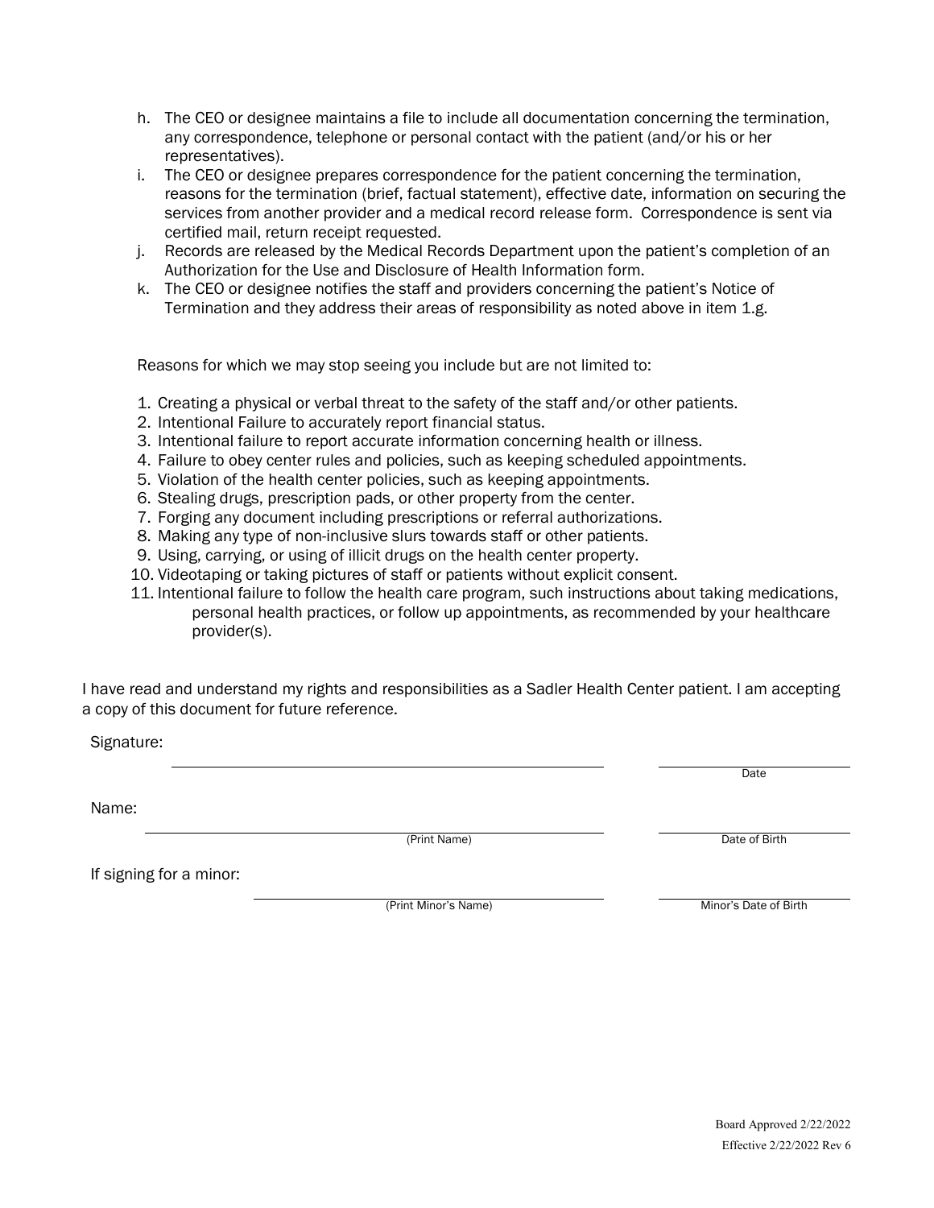h. The CEO or designee maintains a file to include all documentation concerning the termination, any correspondence, telephone or personal contact with the patient (and/or his or her representatives).
i. The CEO or designee prepares correspondence for the patient concerning the termination, reasons for the termination (brief, factual statement), effective date, information on securing the services from another provider and a medical record release form. Correspondence is sent via certified mail, return receipt requested.
j. Records are released by the Medical Records Department upon the patient's completion of an Authorization for the Use and Disclosure of Health Information form.
k. The CEO or designee notifies the staff and providers concerning the patient's Notice of Termination and they address their areas of responsibility as noted above in item 1.g.

Reasons for which we may stop seeing you include but are not limited to:

1. Creating a physical or verbal threat to the safety of the staff and/or other patients.
2. Intentional Failure to accurately report financial status.
3. Intentional failure to report accurate information concerning health or illness.
4. Failure to obey center rules and policies, such as keeping scheduled appointments.
5. Violation of the health center policies, such as keeping appointments.
6. Stealing drugs, prescription pads, or other property from the center.
7. Forging any document including prescriptions or referral authorizations.
8. Making any type of non-inclusive slurs towards staff or other patients.
9. Using, carrying, or using of illicit drugs on the health center property.
10. Videotaping or taking pictures of staff or patients without explicit consent.
11. Intentional failure to follow the health care program, such instructions about taking medications, personal health practices, or follow up appointments, as recommended by your healthcare provider(s).

I have read and understand my rights and responsibilities as a Sadler Health Center patient. I am accepting a copy of this document for future reference.

Signature: ______________________________ ____________
Date

Name: ______________________________ ____________
(Print Name) Date of Birth

If signing for a minor: ______________________________ ____________
(Print Minor's Name) Minor's Date of Birth

Board Approved 2/22/2022
Effective 2/22/2022 Rev 6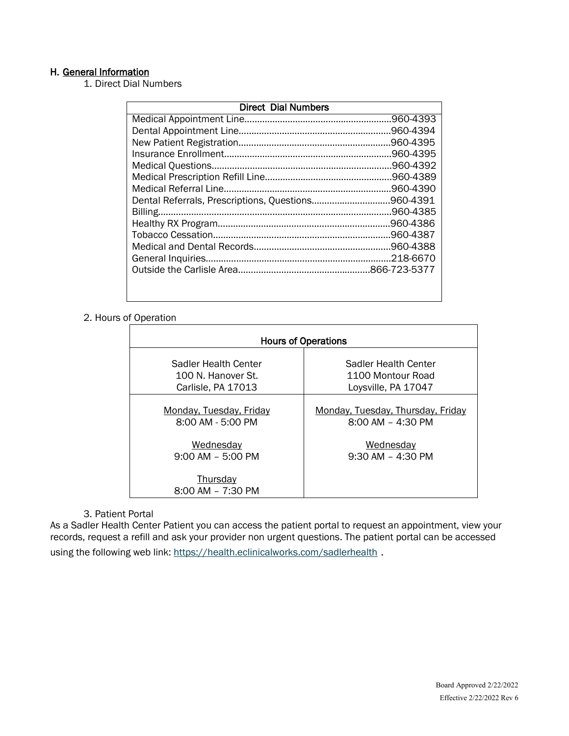## H. General Information

1. Direct Dial Numbers

| Direct Dial Numbers | |
|---|---|
| Medical Appointment Line | 960-4393 |
| Dental Appointment Line | 960-4394 |
| New Patient Registration | 960-4395 |
| Insurance Enrollment | 960-4395 |
| Medical Questions | 960-4392 |
| Medical Prescription Refill Line | 960-4389 |
| Medical Referral Line | 960-4390 |
| Dental Referrals, Prescriptions, Questions | 960-4391 |
| Billing | 960-4385 |
| Healthy RX Program | 960-4386 |
| Tobacco Cessation | 960-4387 |
| Medical and Dental Records | 960-4388 |
| General Inquiries | 218-6670 |
| Outside the Carlisle Area | 866-723-5377 |

2. Hours of Operation

| Hours of Operations | |
|---|---|
| Sadler Health Center<br>100 N. Hanover St.<br>Carlisle, PA 17013 | Sadler Health Center<br>1100 Montour Road<br>Loysville, PA 17047 |
| <u>Monday, Tuesday, Friday</u><br>8:00 AM - 5:00 PM<br><br><u>Wednesday</u><br>9:00 AM – 5:00 PM<br><br><u>Thursday</u><br>8:00 AM – 7:30 PM | <u>Monday, Tuesday, Thursday, Friday</u><br>8:00 AM – 4:30 PM<br><br><u>Wednesday</u><br>9:30 AM – 4:30 PM |

3. Patient Portal

As a Sadler Health Center Patient you can access the patient portal to request an appointment, view your records, request a refill and ask your provider non urgent questions. The patient portal can be accessed using the following web link: https://health.eclinicalworks.com/sadlerhealth .

Board Approved 2/22/2022
Effective 2/22/2022 Rev 6